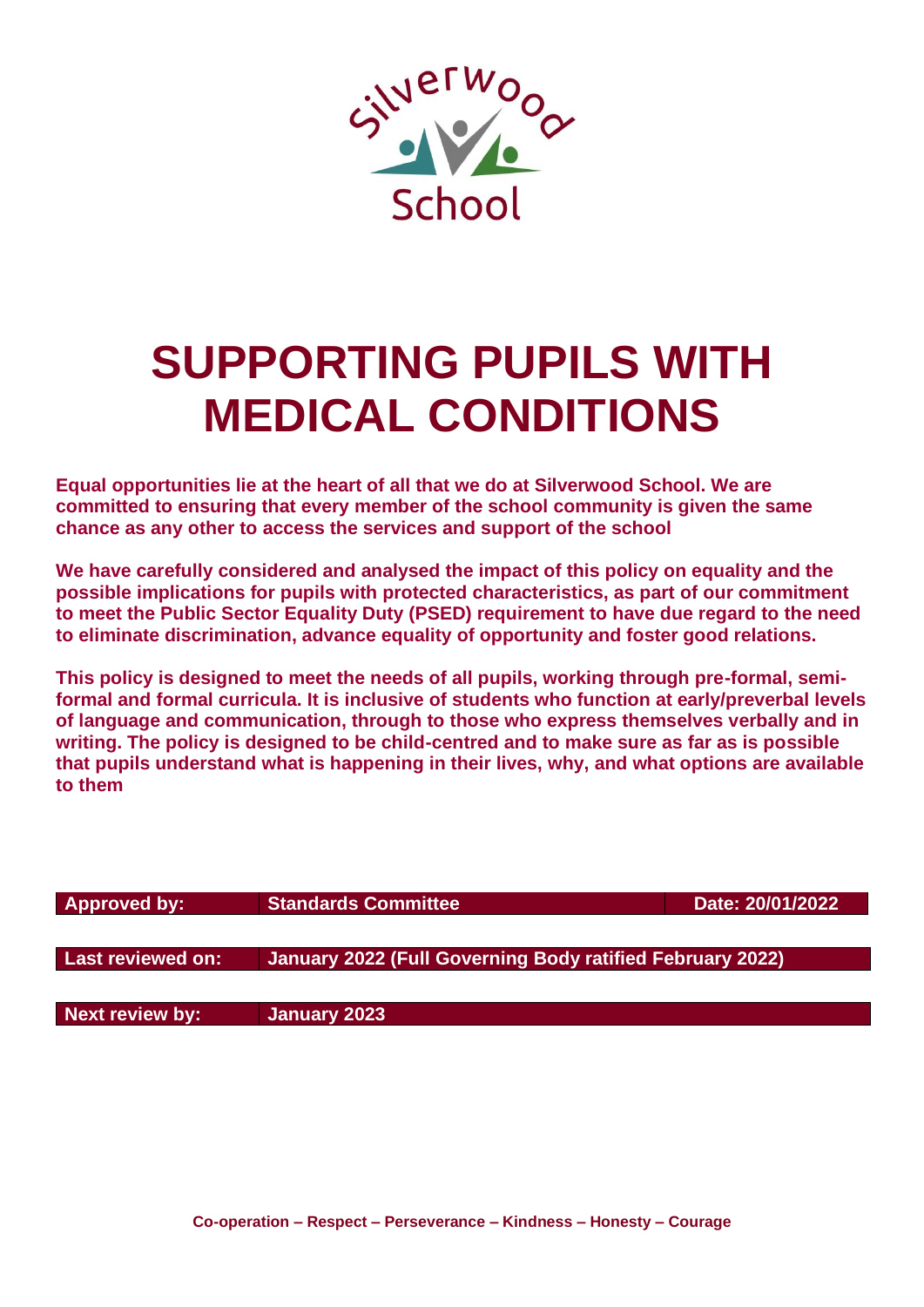Silverwood School

# SUPPORTING PUPILS WITH MEDICAL CONDITIONS

**Equal opportunities lie at the heart of all that we do at Silverwood School. We are committed to ensuring that every member of the school community is given the same chance as any other to access the services and support of the school**

**We have carefully considered and analysed the impact of this policy on equality and the possible implications for pupils with protected characteristics, as part of our commitment to meet the Public Sector Equality Duty (PSED) requirement to have due regard to the need to eliminate discrimination, advance equality of opportunity and foster good relations.**

**This policy is designed to meet the needs of all pupils, working through pre-formal, semi-formal and formal curricula. It is inclusive of students who function at early/preverbal levels of language and communication, through to those who express themselves verbally and in writing. The policy is designed to be child-centred and to make sure as far as is possible that pupils understand what is happening in their lives, why, and what options are available to them**

| **Approved by:** | **Standards Committee** | **Date: 20/01/2022** |
|---|---|---|
| **Last reviewed on:** | **January 2022 (Full Governing Body ratified February 2022)** | |
| **Next review by:** | **January 2023** | |

**Co-operation – Respect – Perseverance – Kindness – Honesty – Courage**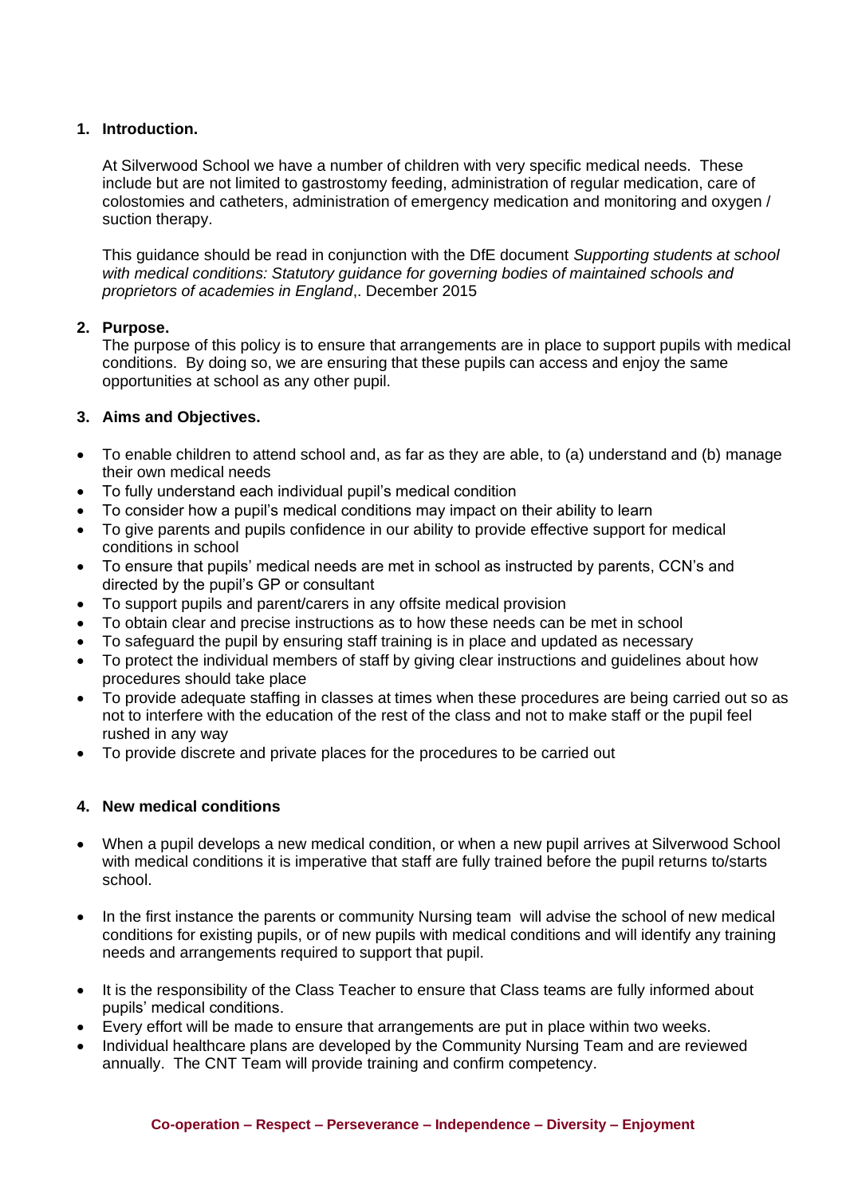## 1. Introduction.

At Silverwood School we have a number of children with very specific medical needs. These include but are not limited to gastrostomy feeding, administration of regular medication, care of colostomies and catheters, administration of emergency medication and monitoring and oxygen / suction therapy.

This guidance should be read in conjunction with the DfE document *Supporting students at school with medical conditions: Statutory guidance for governing bodies of maintained schools and proprietors of academies in England*,. December 2015

## 2. Purpose.

The purpose of this policy is to ensure that arrangements are in place to support pupils with medical conditions. By doing so, we are ensuring that these pupils can access and enjoy the same opportunities at school as any other pupil.

## 3. Aims and Objectives.

- To enable children to attend school and, as far as they are able, to (a) understand and (b) manage their own medical needs
- To fully understand each individual pupil's medical condition
- To consider how a pupil's medical conditions may impact on their ability to learn
- To give parents and pupils confidence in our ability to provide effective support for medical conditions in school
- To ensure that pupils' medical needs are met in school as instructed by parents, CCN's and directed by the pupil's GP or consultant
- To support pupils and parent/carers in any offsite medical provision
- To obtain clear and precise instructions as to how these needs can be met in school
- To safeguard the pupil by ensuring staff training is in place and updated as necessary
- To protect the individual members of staff by giving clear instructions and guidelines about how procedures should take place
- To provide adequate staffing in classes at times when these procedures are being carried out so as not to interfere with the education of the rest of the class and not to make staff or the pupil feel rushed in any way
- To provide discrete and private places for the procedures to be carried out

## 4. New medical conditions

- When a pupil develops a new medical condition, or when a new pupil arrives at Silverwood School with medical conditions it is imperative that staff are fully trained before the pupil returns to/starts school.

- In the first instance the parents or community Nursing team will advise the school of new medical conditions for existing pupils, or of new pupils with medical conditions and will identify any training needs and arrangements required to support that pupil.

- It is the responsibility of the Class Teacher to ensure that Class teams are fully informed about pupils' medical conditions.
- Every effort will be made to ensure that arrangements are put in place within two weeks.
- Individual healthcare plans are developed by the Community Nursing Team and are reviewed annually. The CNT Team will provide training and confirm competency.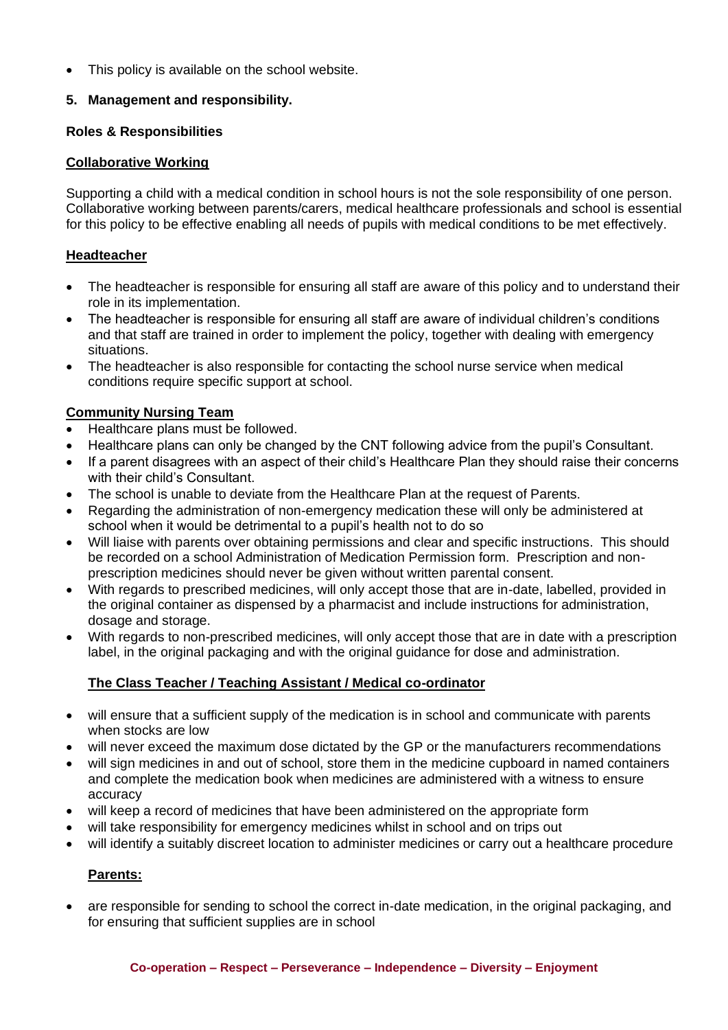- This policy is available on the school website.

## 5. Management and responsibility.

### Roles & Responsibilities

**<u>Collaborative Working</u>**

Supporting a child with a medical condition in school hours is not the sole responsibility of one person. Collaborative working between parents/carers, medical healthcare professionals and school is essential for this policy to be effective enabling all needs of pupils with medical conditions to be met effectively.

**<u>Headteacher</u>**

- The headteacher is responsible for ensuring all staff are aware of this policy and to understand their role in its implementation.
- The headteacher is responsible for ensuring all staff are aware of individual children's conditions and that staff are trained in order to implement the policy, together with dealing with emergency situations.
- The headteacher is also responsible for contacting the school nurse service when medical conditions require specific support at school.

**<u>Community Nursing Team</u>**

- Healthcare plans must be followed.
- Healthcare plans can only be changed by the CNT following advice from the pupil's Consultant.
- If a parent disagrees with an aspect of their child's Healthcare Plan they should raise their concerns with their child's Consultant.
- The school is unable to deviate from the Healthcare Plan at the request of Parents.
- Regarding the administration of non-emergency medication these will only be administered at school when it would be detrimental to a pupil's health not to do so
- Will liaise with parents over obtaining permissions and clear and specific instructions. This should be recorded on a school Administration of Medication Permission form. Prescription and non-prescription medicines should never be given without written parental consent.
- With regards to prescribed medicines, will only accept those that are in-date, labelled, provided in the original container as dispensed by a pharmacist and include instructions for administration, dosage and storage.
- With regards to non-prescribed medicines, will only accept those that are in date with a prescription label, in the original packaging and with the original guidance for dose and administration.

**<u>The Class Teacher / Teaching Assistant / Medical co-ordinator</u>**

- will ensure that a sufficient supply of the medication is in school and communicate with parents when stocks are low
- will never exceed the maximum dose dictated by the GP or the manufacturers recommendations
- will sign medicines in and out of school, store them in the medicine cupboard in named containers and complete the medication book when medicines are administered with a witness to ensure accuracy
- will keep a record of medicines that have been administered on the appropriate form
- will take responsibility for emergency medicines whilst in school and on trips out
- will identify a suitably discreet location to administer medicines or carry out a healthcare procedure

**<u>Parents:</u>**

- are responsible for sending to school the correct in-date medication, in the original packaging, and for ensuring that sufficient supplies are in school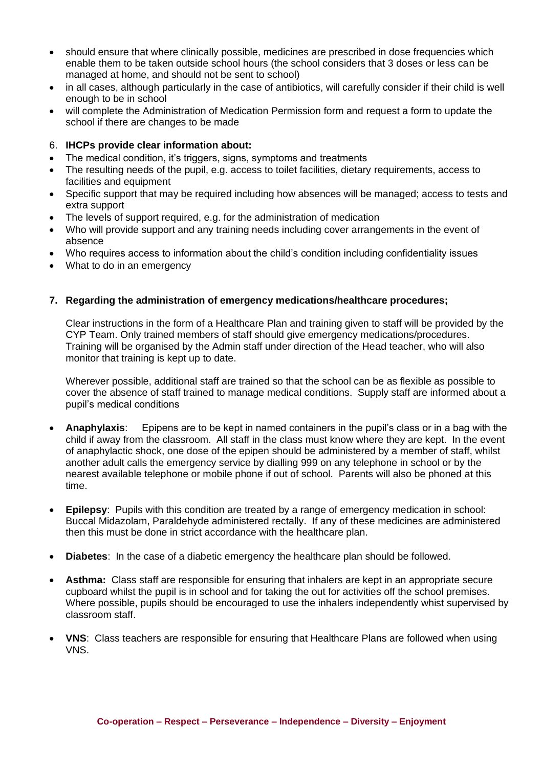- should ensure that where clinically possible, medicines are prescribed in dose frequencies which enable them to be taken outside school hours (the school considers that 3 doses or less can be managed at home, and should not be sent to school)
- in all cases, although particularly in the case of antibiotics, will carefully consider if their child is well enough to be in school
- will complete the Administration of Medication Permission form and request a form to update the school if there are changes to be made

6. **IHCPs provide clear information about:**

- The medical condition, it's triggers, signs, symptoms and treatments
- The resulting needs of the pupil, e.g. access to toilet facilities, dietary requirements, access to facilities and equipment
- Specific support that may be required including how absences will be managed; access to tests and extra support
- The levels of support required, e.g. for the administration of medication
- Who will provide support and any training needs including cover arrangements in the event of absence
- Who requires access to information about the child's condition including confidentiality issues
- What to do in an emergency

7. **Regarding the administration of emergency medications/healthcare procedures;**

Clear instructions in the form of a Healthcare Plan and training given to staff will be provided by the CYP Team. Only trained members of staff should give emergency medications/procedures. Training will be organised by the Admin staff under direction of the Head teacher, who will also monitor that training is kept up to date.

Wherever possible, additional staff are trained so that the school can be as flexible as possible to cover the absence of staff trained to manage medical conditions. Supply staff are informed about a pupil's medical conditions

- **Anaphylaxis**: Epipens are to be kept in named containers in the pupil's class or in a bag with the child if away from the classroom. All staff in the class must know where they are kept. In the event of anaphylactic shock, one dose of the epipen should be administered by a member of staff, whilst another adult calls the emergency service by dialling 999 on any telephone in school or by the nearest available telephone or mobile phone if out of school. Parents will also be phoned at this time.

- **Epilepsy**: Pupils with this condition are treated by a range of emergency medication in school: Buccal Midazolam, Paraldehyde administered rectally. If any of these medicines are administered then this must be done in strict accordance with the healthcare plan.

- **Diabetes**: In the case of a diabetic emergency the healthcare plan should be followed.

- **Asthma:** Class staff are responsible for ensuring that inhalers are kept in an appropriate secure cupboard whilst the pupil is in school and for taking the out for activities off the school premises. Where possible, pupils should be encouraged to use the inhalers independently whist supervised by classroom staff.

- **VNS**: Class teachers are responsible for ensuring that Healthcare Plans are followed when using VNS.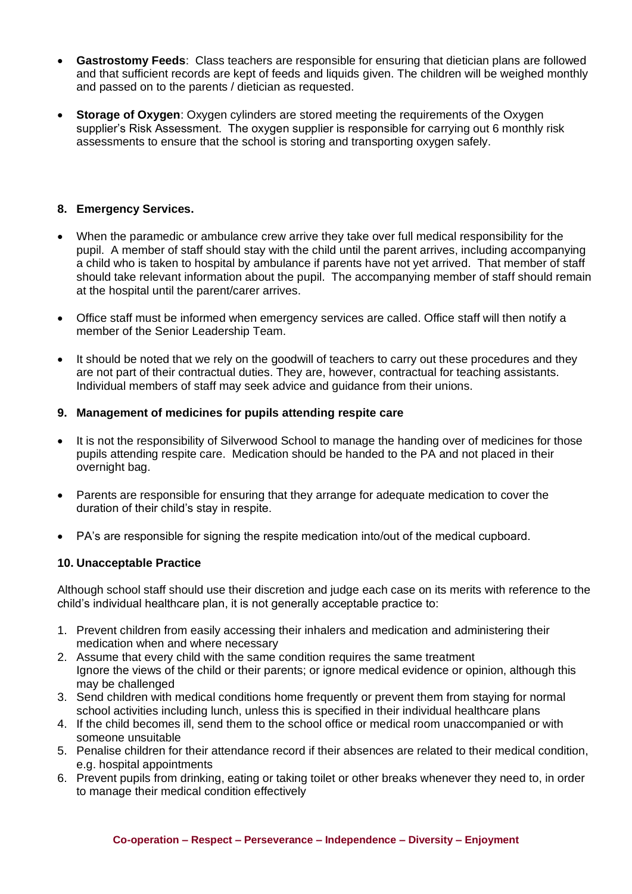- **Gastrostomy Feeds**: Class teachers are responsible for ensuring that dietician plans are followed and that sufficient records are kept of feeds and liquids given. The children will be weighed monthly and passed on to the parents / dietician as requested.

- **Storage of Oxygen**: Oxygen cylinders are stored meeting the requirements of the Oxygen supplier's Risk Assessment. The oxygen supplier is responsible for carrying out 6 monthly risk assessments to ensure that the school is storing and transporting oxygen safely.

### 8. Emergency Services.

- When the paramedic or ambulance crew arrive they take over full medical responsibility for the pupil. A member of staff should stay with the child until the parent arrives, including accompanying a child who is taken to hospital by ambulance if parents have not yet arrived. That member of staff should take relevant information about the pupil. The accompanying member of staff should remain at the hospital until the parent/carer arrives.

- Office staff must be informed when emergency services are called. Office staff will then notify a member of the Senior Leadership Team.

- It should be noted that we rely on the goodwill of teachers to carry out these procedures and they are not part of their contractual duties. They are, however, contractual for teaching assistants. Individual members of staff may seek advice and guidance from their unions.

### 9. Management of medicines for pupils attending respite care

- It is not the responsibility of Silverwood School to manage the handing over of medicines for those pupils attending respite care. Medication should be handed to the PA and not placed in their overnight bag.

- Parents are responsible for ensuring that they arrange for adequate medication to cover the duration of their child's stay in respite.

- PA's are responsible for signing the respite medication into/out of the medical cupboard.

### 10. Unacceptable Practice

Although school staff should use their discretion and judge each case on its merits with reference to the child's individual healthcare plan, it is not generally acceptable practice to:

1. Prevent children from easily accessing their inhalers and medication and administering their medication when and where necessary
2. Assume that every child with the same condition requires the same treatment
   Ignore the views of the child or their parents; or ignore medical evidence or opinion, although this may be challenged
3. Send children with medical conditions home frequently or prevent them from staying for normal school activities including lunch, unless this is specified in their individual healthcare plans
4. If the child becomes ill, send them to the school office or medical room unaccompanied or with someone unsuitable
5. Penalise children for their attendance record if their absences are related to their medical condition, e.g. hospital appointments
6. Prevent pupils from drinking, eating or taking toilet or other breaks whenever they need to, in order to manage their medical condition effectively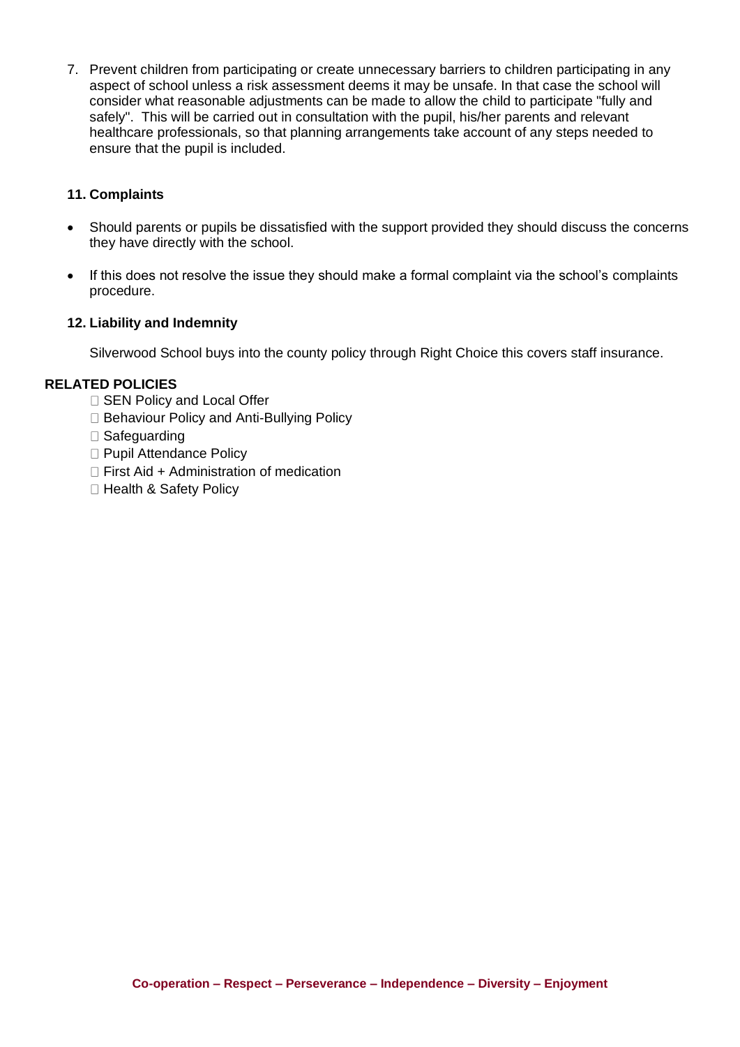7. Prevent children from participating or create unnecessary barriers to children participating in any aspect of school unless a risk assessment deems it may be unsafe. In that case the school will consider what reasonable adjustments can be made to allow the child to participate "fully and safely". This will be carried out in consultation with the pupil, his/her parents and relevant healthcare professionals, so that planning arrangements take account of any steps needed to ensure that the pupil is included.

### 11. Complaints

- Should parents or pupils be dissatisfied with the support provided they should discuss the concerns they have directly with the school.
- If this does not resolve the issue they should make a formal complaint via the school's complaints procedure.

### 12. Liability and Indemnity

Silverwood School buys into the county policy through Right Choice this covers staff insurance.

**RELATED POLICIES**

- SEN Policy and Local Offer
- Behaviour Policy and Anti-Bullying Policy
- Safeguarding
- Pupil Attendance Policy
- First Aid + Administration of medication
- Health & Safety Policy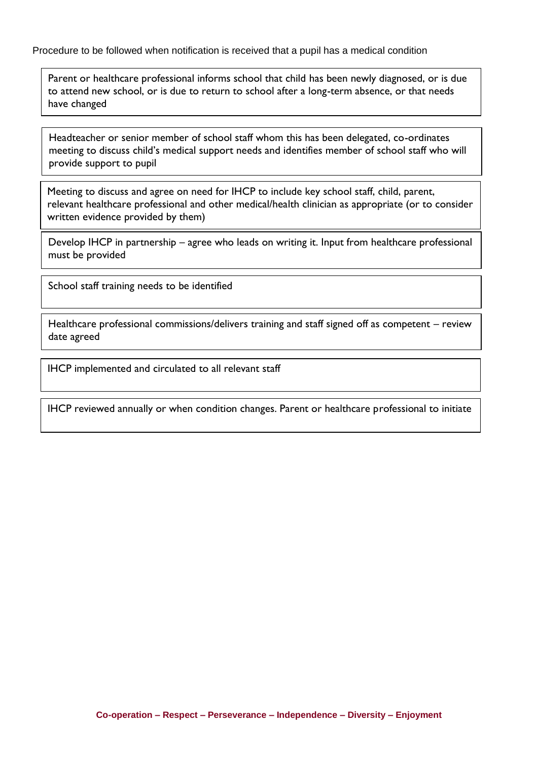Procedure to be followed when notification is received that a pupil has a medical condition

Parent or healthcare professional informs school that child has been newly diagnosed, or is due to attend new school, or is due to return to school after a long-term absence, or that needs have changed

Headteacher or senior member of school staff whom this has been delegated, co-ordinates meeting to discuss child's medical support needs and identifies member of school staff who will provide support to pupil

Meeting to discuss and agree on need for IHCP to include key school staff, child, parent, relevant healthcare professional and other medical/health clinician as appropriate (or to consider written evidence provided by them)

Develop IHCP in partnership – agree who leads on writing it. Input from healthcare professional must be provided

School staff training needs to be identified

Healthcare professional commissions/delivers training and staff signed off as competent – review date agreed

IHCP implemented and circulated to all relevant staff

IHCP reviewed annually or when condition changes. Parent or healthcare professional to initiate